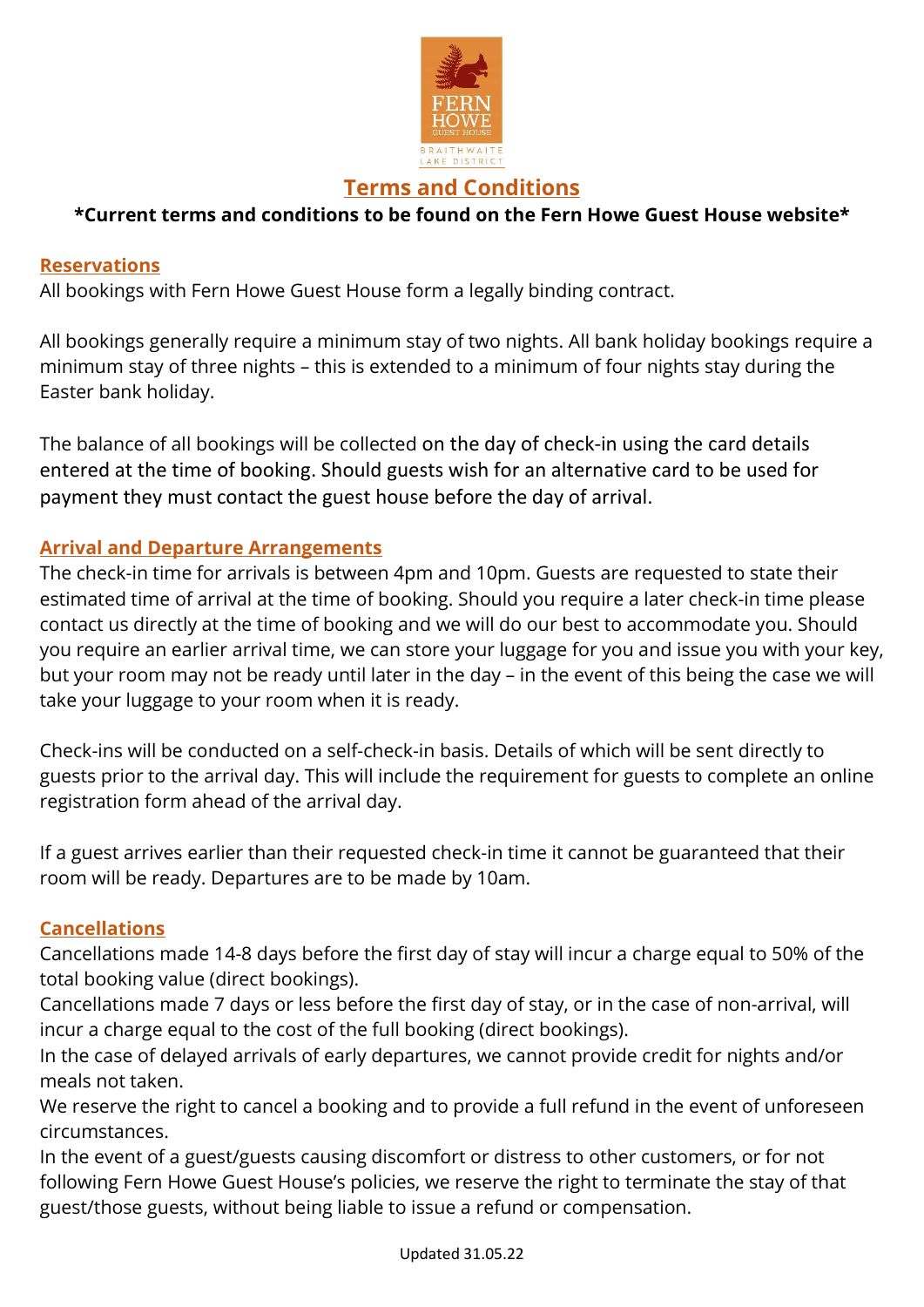FERN HOWE GUEST HOUSE BRAITHWAITE LAKE DISTRICT

# Terms and Conditions

**\*Current terms and conditions to be found on the Fern Howe Guest House website\***

## Reservations

All bookings with Fern Howe Guest House form a legally binding contract.

All bookings generally require a minimum stay of two nights. All bank holiday bookings require a minimum stay of three nights – this is extended to a minimum of four nights stay during the Easter bank holiday.

The balance of all bookings will be collected on the day of check-in using the card details entered at the time of booking. Should guests wish for an alternative card to be used for payment they must contact the guest house before the day of arrival.

## Arrival and Departure Arrangements

The check-in time for arrivals is between 4pm and 10pm. Guests are requested to state their estimated time of arrival at the time of booking. Should you require a later check-in time please contact us directly at the time of booking and we will do our best to accommodate you. Should you require an earlier arrival time, we can store your luggage for you and issue you with your key, but your room may not be ready until later in the day – in the event of this being the case we will take your luggage to your room when it is ready.

Check-ins will be conducted on a self-check-in basis. Details of which will be sent directly to guests prior to the arrival day. This will include the requirement for guests to complete an online registration form ahead of the arrival day.

If a guest arrives earlier than their requested check-in time it cannot be guaranteed that their room will be ready. Departures are to be made by 10am.

## Cancellations

Cancellations made 14-8 days before the first day of stay will incur a charge equal to 50% of the total booking value (direct bookings).

Cancellations made 7 days or less before the first day of stay, or in the case of non-arrival, will incur a charge equal to the cost of the full booking (direct bookings).

In the case of delayed arrivals of early departures, we cannot provide credit for nights and/or meals not taken.

We reserve the right to cancel a booking and to provide a full refund in the event of unforeseen circumstances.

In the event of a guest/guests causing discomfort or distress to other customers, or for not following Fern Howe Guest House's policies, we reserve the right to terminate the stay of that guest/those guests, without being liable to issue a refund or compensation.

Updated 31.05.22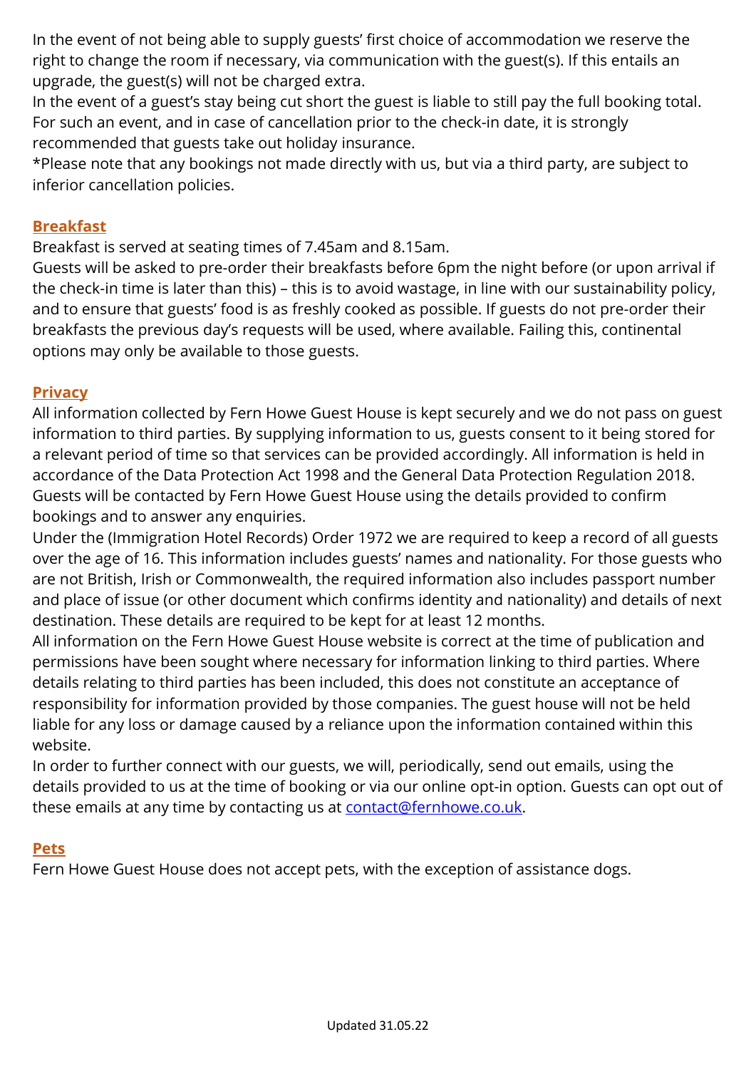In the event of not being able to supply guests' first choice of accommodation we reserve the right to change the room if necessary, via communication with the guest(s). If this entails an upgrade, the guest(s) will not be charged extra.
In the event of a guest's stay being cut short the guest is liable to still pay the full booking total. For such an event, and in case of cancellation prior to the check-in date, it is strongly recommended that guests take out holiday insurance.
*Please note that any bookings not made directly with us, but via a third party, are subject to inferior cancellation policies.

## Breakfast

Breakfast is served at seating times of 7.45am and 8.15am.
Guests will be asked to pre-order their breakfasts before 6pm the night before (or upon arrival if the check-in time is later than this) – this is to avoid wastage, in line with our sustainability policy, and to ensure that guests' food is as freshly cooked as possible. If guests do not pre-order their breakfasts the previous day's requests will be used, where available. Failing this, continental options may only be available to those guests.

## Privacy

All information collected by Fern Howe Guest House is kept securely and we do not pass on guest information to third parties. By supplying information to us, guests consent to it being stored for a relevant period of time so that services can be provided accordingly. All information is held in accordance of the Data Protection Act 1998 and the General Data Protection Regulation 2018.
Guests will be contacted by Fern Howe Guest House using the details provided to confirm bookings and to answer any enquiries.
Under the (Immigration Hotel Records) Order 1972 we are required to keep a record of all guests over the age of 16. This information includes guests' names and nationality. For those guests who are not British, Irish or Commonwealth, the required information also includes passport number and place of issue (or other document which confirms identity and nationality) and details of next destination. These details are required to be kept for at least 12 months.
All information on the Fern Howe Guest House website is correct at the time of publication and permissions have been sought where necessary for information linking to third parties. Where details relating to third parties has been included, this does not constitute an acceptance of responsibility for information provided by those companies. The guest house will not be held liable for any loss or damage caused by a reliance upon the information contained within this website.
In order to further connect with our guests, we will, periodically, send out emails, using the details provided to us at the time of booking or via our online opt-in option. Guests can opt out of these emails at any time by contacting us at contact@fernhowe.co.uk.

## Pets

Fern Howe Guest House does not accept pets, with the exception of assistance dogs.

Updated 31.05.22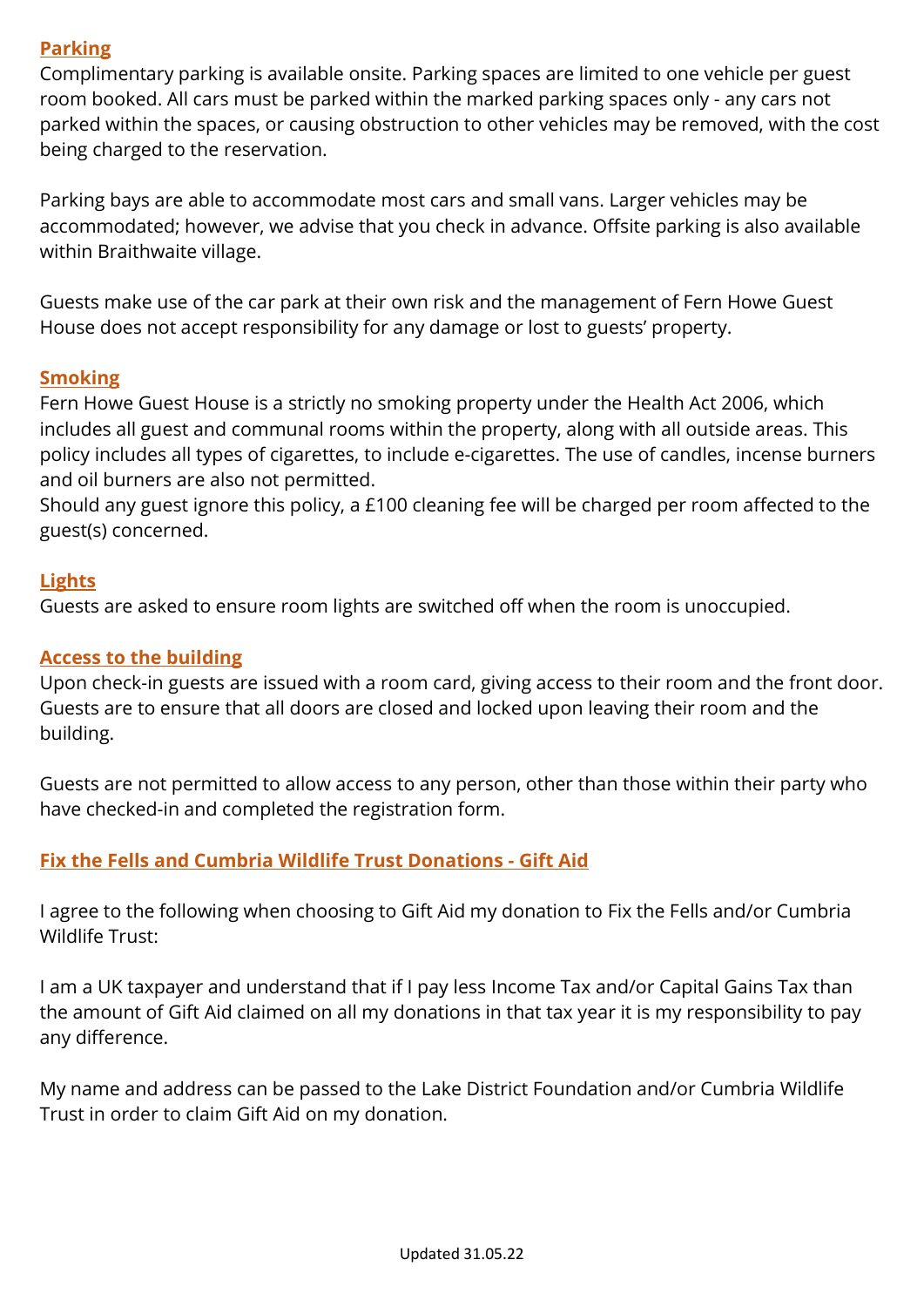## Parking

Complimentary parking is available onsite. Parking spaces are limited to one vehicle per guest room booked. All cars must be parked within the marked parking spaces only - any cars not parked within the spaces, or causing obstruction to other vehicles may be removed, with the cost being charged to the reservation.

Parking bays are able to accommodate most cars and small vans. Larger vehicles may be accommodated; however, we advise that you check in advance. Offsite parking is also available within Braithwaite village.

Guests make use of the car park at their own risk and the management of Fern Howe Guest House does not accept responsibility for any damage or lost to guests' property.

## Smoking

Fern Howe Guest House is a strictly no smoking property under the Health Act 2006, which includes all guest and communal rooms within the property, along with all outside areas. This policy includes all types of cigarettes, to include e-cigarettes. The use of candles, incense burners and oil burners are also not permitted.
Should any guest ignore this policy, a £100 cleaning fee will be charged per room affected to the guest(s) concerned.

## Lights

Guests are asked to ensure room lights are switched off when the room is unoccupied.

## Access to the building

Upon check-in guests are issued with a room card, giving access to their room and the front door. Guests are to ensure that all doors are closed and locked upon leaving their room and the building.

Guests are not permitted to allow access to any person, other than those within their party who have checked-in and completed the registration form.

## Fix the Fells and Cumbria Wildlife Trust Donations - Gift Aid

I agree to the following when choosing to Gift Aid my donation to Fix the Fells and/or Cumbria Wildlife Trust:

I am a UK taxpayer and understand that if I pay less Income Tax and/or Capital Gains Tax than the amount of Gift Aid claimed on all my donations in that tax year it is my responsibility to pay any difference.

My name and address can be passed to the Lake District Foundation and/or Cumbria Wildlife Trust in order to claim Gift Aid on my donation.

Updated 31.05.22